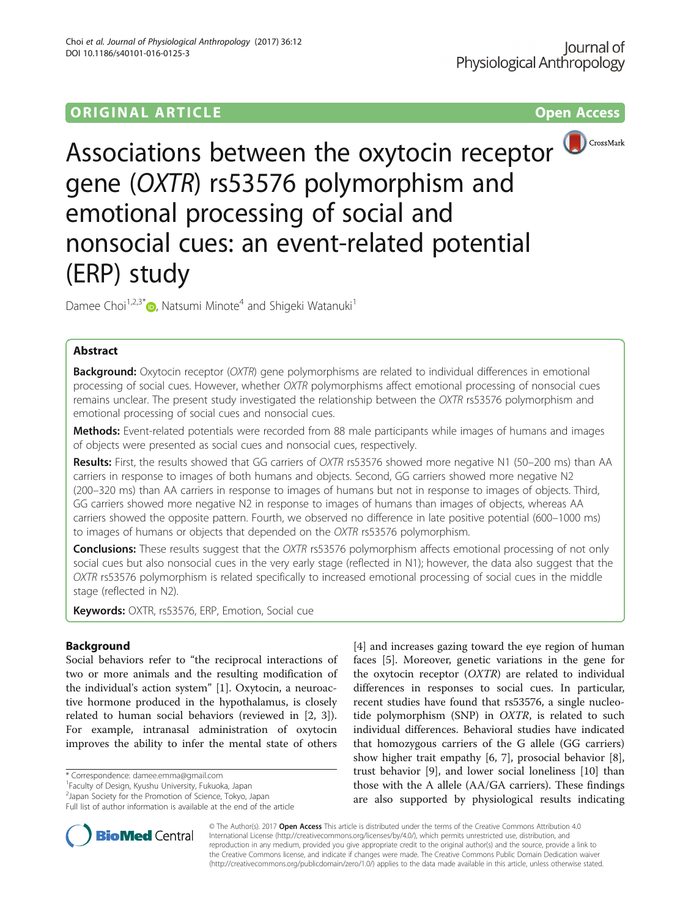ORIGINAL ARTICLE

Open Access

# Associations between the oxytocin receptor gene (*OXTR*) rs53576 polymorphism and emotional processing of social and nonsocial cues: an event-related potential (ERP) study

Damee Choi[1,2,3*], Natsumi Minote[4] and Shigeki Watanuki[1]

## Abstract

**Background:** Oxytocin receptor (*OXTR*) gene polymorphisms are related to individual differences in emotional processing of social cues. However, whether *OXTR* polymorphisms affect emotional processing of nonsocial cues remains unclear. The present study investigated the relationship between the *OXTR* rs53576 polymorphism and emotional processing of social cues and nonsocial cues.

**Methods:** Event-related potentials were recorded from 88 male participants while images of humans and images of objects were presented as social cues and nonsocial cues, respectively.

**Results:** First, the results showed that GG carriers of *OXTR* rs53576 showed more negative N1 (50–200 ms) than AA carriers in response to images of both humans and objects. Second, GG carriers showed more negative N2 (200–320 ms) than AA carriers in response to images of humans but not in response to images of objects. Third, GG carriers showed more negative N2 in response to images of humans than images of objects, whereas AA carriers showed the opposite pattern. Fourth, we observed no difference in late positive potential (600–1000 ms) to images of humans or objects that depended on the *OXTR* rs53576 polymorphism.

**Conclusions:** These results suggest that the *OXTR* rs53576 polymorphism affects emotional processing of not only social cues but also nonsocial cues in the very early stage (reflected in N1); however, the data also suggest that the *OXTR* rs53576 polymorphism is related specifically to increased emotional processing of social cues in the middle stage (reflected in N2).

**Keywords:** OXTR, rs53576, ERP, Emotion, Social cue

## Background

Social behaviors refer to "the reciprocal interactions of two or more animals and the resulting modification of the individual's action system" [1]. Oxytocin, a neuroactive hormone produced in the hypothalamus, is closely related to human social behaviors (reviewed in [2, 3]). For example, intranasal administration of oxytocin improves the ability to infer the mental state of others [4] and increases gazing toward the eye region of human faces [5]. Moreover, genetic variations in the gene for the oxytocin receptor (*OXTR*) are related to individual differences in responses to social cues. In particular, recent studies have found that rs53576, a single nucleotide polymorphism (SNP) in *OXTR*, is related to such individual differences. Behavioral studies have indicated that homozygous carriers of the G allele (GG carriers) show higher trait empathy [6, 7], prosocial behavior [8], trust behavior [9], and lower social loneliness [10] than those with the A allele (AA/GA carriers). These findings are also supported by physiological results indicating

\* Correspondence: damee.emma@gmail.com
[1]Faculty of Design, Kyushu University, Fukuoka, Japan
[2]Japan Society for the Promotion of Science, Tokyo, Japan
Full list of author information is available at the end of the article

© The Author(s). 2017 **Open Access** This article is distributed under the terms of the Creative Commons Attribution 4.0 International License (http://creativecommons.org/licenses/by/4.0/), which permits unrestricted use, distribution, and reproduction in any medium, provided you give appropriate credit to the original author(s) and the source, provide a link to the Creative Commons license, and indicate if changes were made. The Creative Commons Public Domain Dedication waiver (http://creativecommons.org/publicdomain/zero/1.0/) applies to the data made available in this article, unless otherwise stated.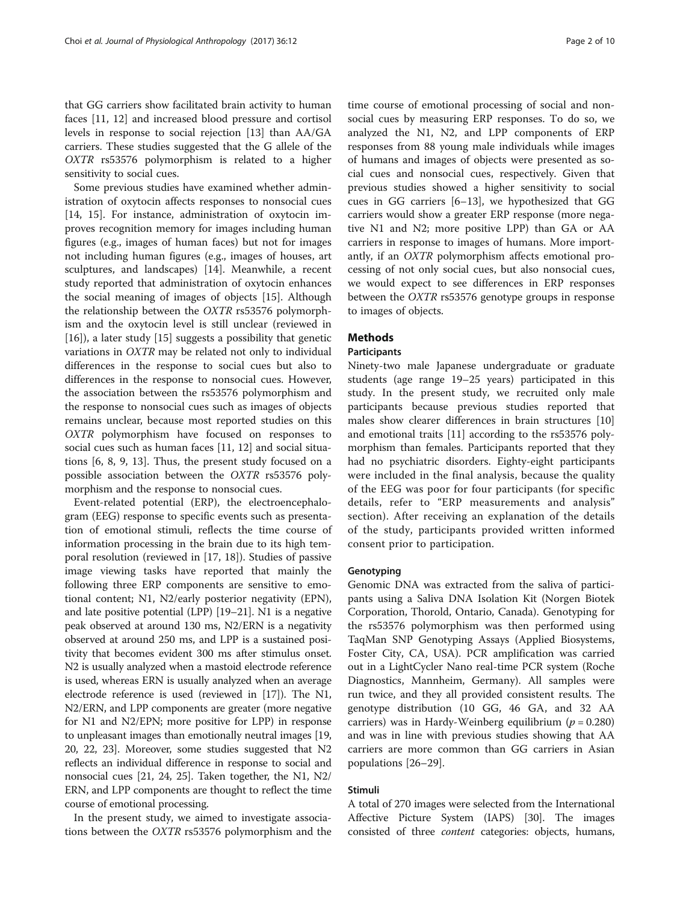that GG carriers show facilitated brain activity to human faces [11, 12] and increased blood pressure and cortisol levels in response to social rejection [13] than AA/GA carriers. These studies suggested that the G allele of the *OXTR* rs53576 polymorphism is related to a higher sensitivity to social cues.

Some previous studies have examined whether administration of oxytocin affects responses to nonsocial cues [14, 15]. For instance, administration of oxytocin improves recognition memory for images including human figures (e.g., images of human faces) but not for images not including human figures (e.g., images of houses, art sculptures, and landscapes) [14]. Meanwhile, a recent study reported that administration of oxytocin enhances the social meaning of images of objects [15]. Although the relationship between the *OXTR* rs53576 polymorphism and the oxytocin level is still unclear (reviewed in [16]), a later study [15] suggests a possibility that genetic variations in *OXTR* may be related not only to individual differences in the response to social cues but also to differences in the response to nonsocial cues. However, the association between the rs53576 polymorphism and the response to nonsocial cues such as images of objects remains unclear, because most reported studies on this *OXTR* polymorphism have focused on responses to social cues such as human faces [11, 12] and social situations [6, 8, 9, 13]. Thus, the present study focused on a possible association between the *OXTR* rs53576 polymorphism and the response to nonsocial cues.

Event-related potential (ERP), the electroencephalogram (EEG) response to specific events such as presentation of emotional stimuli, reflects the time course of information processing in the brain due to its high temporal resolution (reviewed in [17, 18]). Studies of passive image viewing tasks have reported that mainly the following three ERP components are sensitive to emotional content; N1, N2/early posterior negativity (EPN), and late positive potential (LPP) [19–21]. N1 is a negative peak observed at around 130 ms, N2/ERN is a negativity observed at around 250 ms, and LPP is a sustained positivity that becomes evident 300 ms after stimulus onset. N2 is usually analyzed when a mastoid electrode reference is used, whereas ERN is usually analyzed when an average electrode reference is used (reviewed in [17]). The N1, N2/ERN, and LPP components are greater (more negative for N1 and N2/EPN; more positive for LPP) in response to unpleasant images than emotionally neutral images [19, 20, 22, 23]. Moreover, some studies suggested that N2 reflects an individual difference in response to social and nonsocial cues [21, 24, 25]. Taken together, the N1, N2/ERN, and LPP components are thought to reflect the time course of emotional processing.

In the present study, we aimed to investigate associations between the *OXTR* rs53576 polymorphism and the time course of emotional processing of social and nonsocial cues by measuring ERP responses. To do so, we analyzed the N1, N2, and LPP components of ERP responses from 88 young male individuals while images of humans and images of objects were presented as social cues and nonsocial cues, respectively. Given that previous studies showed a higher sensitivity to social cues in GG carriers [6–13], we hypothesized that GG carriers would show a greater ERP response (more negative N1 and N2; more positive LPP) than GA or AA carriers in response to images of humans. More importantly, if an *OXTR* polymorphism affects emotional processing of not only social cues, but also nonsocial cues, we would expect to see differences in ERP responses between the *OXTR* rs53576 genotype groups in response to images of objects.

## Methods

### Participants

Ninety-two male Japanese undergraduate or graduate students (age range 19–25 years) participated in this study. In the present study, we recruited only male participants because previous studies reported that males show clearer differences in brain structures [10] and emotional traits [11] according to the rs53576 polymorphism than females. Participants reported that they had no psychiatric disorders. Eighty-eight participants were included in the final analysis, because the quality of the EEG was poor for four participants (for specific details, refer to "ERP measurements and analysis" section). After receiving an explanation of the details of the study, participants provided written informed consent prior to participation.

### Genotyping

Genomic DNA was extracted from the saliva of participants using a Saliva DNA Isolation Kit (Norgen Biotek Corporation, Thorold, Ontario, Canada). Genotyping for the rs53576 polymorphism was then performed using TaqMan SNP Genotyping Assays (Applied Biosystems, Foster City, CA, USA). PCR amplification was carried out in a LightCycler Nano real-time PCR system (Roche Diagnostics, Mannheim, Germany). All samples were run twice, and they all provided consistent results. The genotype distribution (10 GG, 46 GA, and 32 AA carriers) was in Hardy-Weinberg equilibrium ($p = 0.280$) and was in line with previous studies showing that AA carriers are more common than GG carriers in Asian populations [26–29].

### Stimuli

A total of 270 images were selected from the International Affective Picture System (IAPS) [30]. The images consisted of three *content* categories: objects, humans,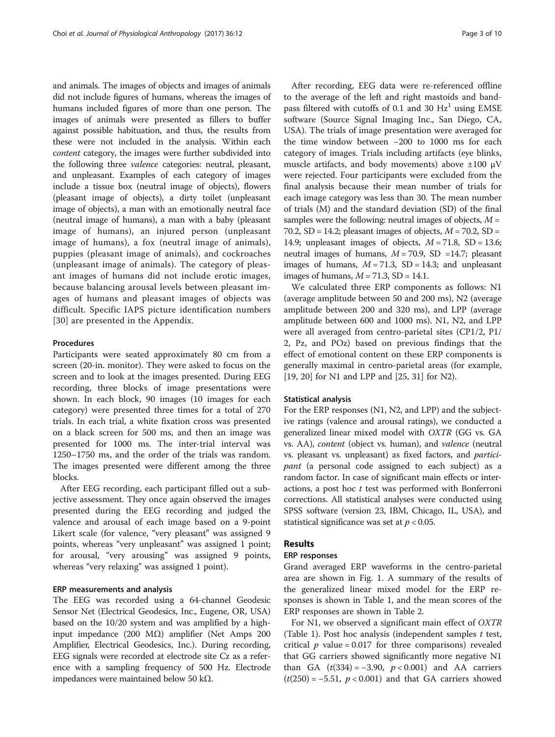and animals. The images of objects and images of animals did not include figures of humans, whereas the images of humans included figures of more than one person. The images of animals were presented as fillers to buffer against possible habituation, and thus, the results from these were not included in the analysis. Within each *content* category, the images were further subdivided into the following three *valence* categories: neutral, pleasant, and unpleasant. Examples of each category of images include a tissue box (neutral image of objects), flowers (pleasant image of objects), a dirty toilet (unpleasant image of objects), a man with an emotionally neutral face (neutral image of humans), a man with a baby (pleasant image of humans), an injured person (unpleasant image of humans), a fox (neutral image of animals), puppies (pleasant image of animals), and cockroaches (unpleasant image of animals). The category of pleasant images of humans did not include erotic images, because balancing arousal levels between pleasant images of humans and pleasant images of objects was difficult. Specific IAPS picture identification numbers [30] are presented in the Appendix.

#### Procedures

Participants were seated approximately 80 cm from a screen (20-in. monitor). They were asked to focus on the screen and to look at the images presented. During EEG recording, three blocks of image presentations were shown. In each block, 90 images (10 images for each category) were presented three times for a total of 270 trials. In each trial, a white fixation cross was presented on a black screen for 500 ms, and then an image was presented for 1000 ms. The inter-trial interval was 1250–1750 ms, and the order of the trials was random. The images presented were different among the three blocks.

After EEG recording, each participant filled out a subjective assessment. They once again observed the images presented during the EEG recording and judged the valence and arousal of each image based on a 9-point Likert scale (for valence, "very pleasant" was assigned 9 points, whereas "very unpleasant" was assigned 1 point; for arousal, "very arousing" was assigned 9 points, whereas "very relaxing" was assigned 1 point).

#### ERP measurements and analysis

The EEG was recorded using a 64-channel Geodesic Sensor Net (Electrical Geodesics, Inc., Eugene, OR, USA) based on the 10/20 system and was amplified by a high-input impedance (200 MΩ) amplifier (Net Amps 200 Amplifier, Electrical Geodesics, Inc.). During recording, EEG signals were recorded at electrode site Cz as a reference with a sampling frequency of 500 Hz. Electrode impedances were maintained below 50 kΩ.

After recording, EEG data were re-referenced offline to the average of the left and right mastoids and band-pass filtered with cutoffs of 0.1 and 30 Hz[1] using EMSE software (Source Signal Imaging Inc., San Diego, CA, USA). The trials of image presentation were averaged for the time window between −200 to 1000 ms for each category of images. Trials including artifacts (eye blinks, muscle artifacts, and body movements) above ±100 μV were rejected. Four participants were excluded from the final analysis because their mean number of trials for each image category was less than 30. The mean number of trials (M) and the standard deviation (SD) of the final samples were the following: neutral images of objects, $M$ = 70.2, SD = 14.2; pleasant images of objects, $M$ = 70.2, SD = 14.9; unpleasant images of objects, $M$ = 71.8, SD = 13.6; neutral images of humans, $M$ = 70.9, SD =14.7; pleasant images of humans, $M$ = 71.3, SD = 14.3; and unpleasant images of humans, $M$ = 71.3, SD = 14.1.

We calculated three ERP components as follows: N1 (average amplitude between 50 and 200 ms), N2 (average amplitude between 200 and 320 ms), and LPP (average amplitude between 600 and 1000 ms). N1, N2, and LPP were all averaged from centro-parietal sites (CP1/2, P1/2, Pz, and POz) based on previous findings that the effect of emotional content on these ERP components is generally maximal in centro-parietal areas (for example, [19, 20] for N1 and LPP and [25, 31] for N2).

#### Statistical analysis

For the ERP responses (N1, N2, and LPP) and the subjective ratings (valence and arousal ratings), we conducted a generalized linear mixed model with *OXTR* (GG vs. GA vs. AA), *content* (object vs. human), and *valence* (neutral vs. pleasant vs. unpleasant) as fixed factors, and *participant* (a personal code assigned to each subject) as a random factor. In case of significant main effects or interactions, a post hoc $t$ test was performed with Bonferroni corrections. All statistical analyses were conducted using SPSS software (version 23, IBM, Chicago, IL, USA), and statistical significance was set at $p < 0.05$.

## Results

#### ERP responses

Grand averaged ERP waveforms in the centro-parietal area are shown in Fig. 1. A summary of the results of the generalized linear mixed model for the ERP responses is shown in Table 1, and the mean scores of the ERP responses are shown in Table 2.

For N1, we observed a significant main effect of *OXTR* (Table 1). Post hoc analysis (independent samples $t$ test, critical $p$ value = 0.017 for three comparisons) revealed that GG carriers showed significantly more negative N1 than GA ($t(334) = -3.90$, $p < 0.001$) and AA carriers ($t(250) = -5.51$, $p < 0.001$) and that GA carriers showed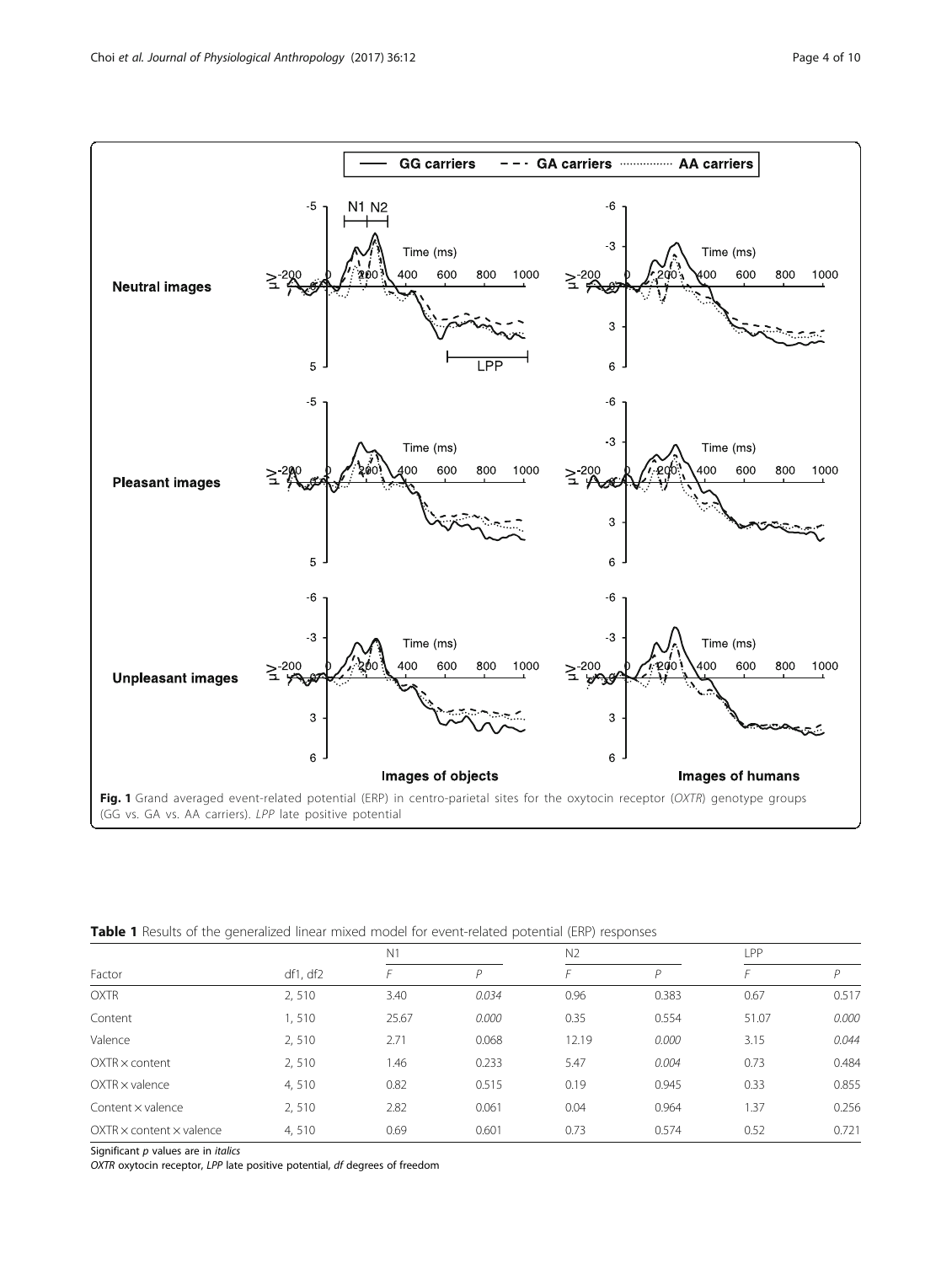Fig. 1 Grand averaged event-related potential (ERP) in centro-parietal sites for the oxytocin receptor (*OXTR*) genotype groups (GG vs. GA vs. AA carriers). *LPP* late positive potential

**Table 1** Results of the generalized linear mixed model for event-related potential (ERP) responses

| | | N1 | | N2 | | LPP | |
|---|---|---|---|---|---|---|---|
| Factor | df1, df2 | *F* | *P* | *F* | *P* | *F* | *P* |
| OXTR | 2, 510 | 3.40 | *0.034* | 0.96 | 0.383 | 0.67 | 0.517 |
| Content | 1, 510 | 25.67 | *0.000* | 0.35 | 0.554 | 51.07 | *0.000* |
| Valence | 2, 510 | 2.71 | 0.068 | 12.19 | *0.000* | 3.15 | *0.044* |
| OXTR × content | 2, 510 | 1.46 | 0.233 | 5.47 | *0.004* | 0.73 | 0.484 |
| OXTR × valence | 4, 510 | 0.82 | 0.515 | 0.19 | 0.945 | 0.33 | 0.855 |
| Content × valence | 2, 510 | 2.82 | 0.061 | 0.04 | 0.964 | 1.37 | 0.256 |
| OXTR × content × valence | 4, 510 | 0.69 | 0.601 | 0.73 | 0.574 | 0.52 | 0.721 |

Significant *p* values are in *italics*

*OXTR* oxytocin receptor, *LPP* late positive potential, *df* degrees of freedom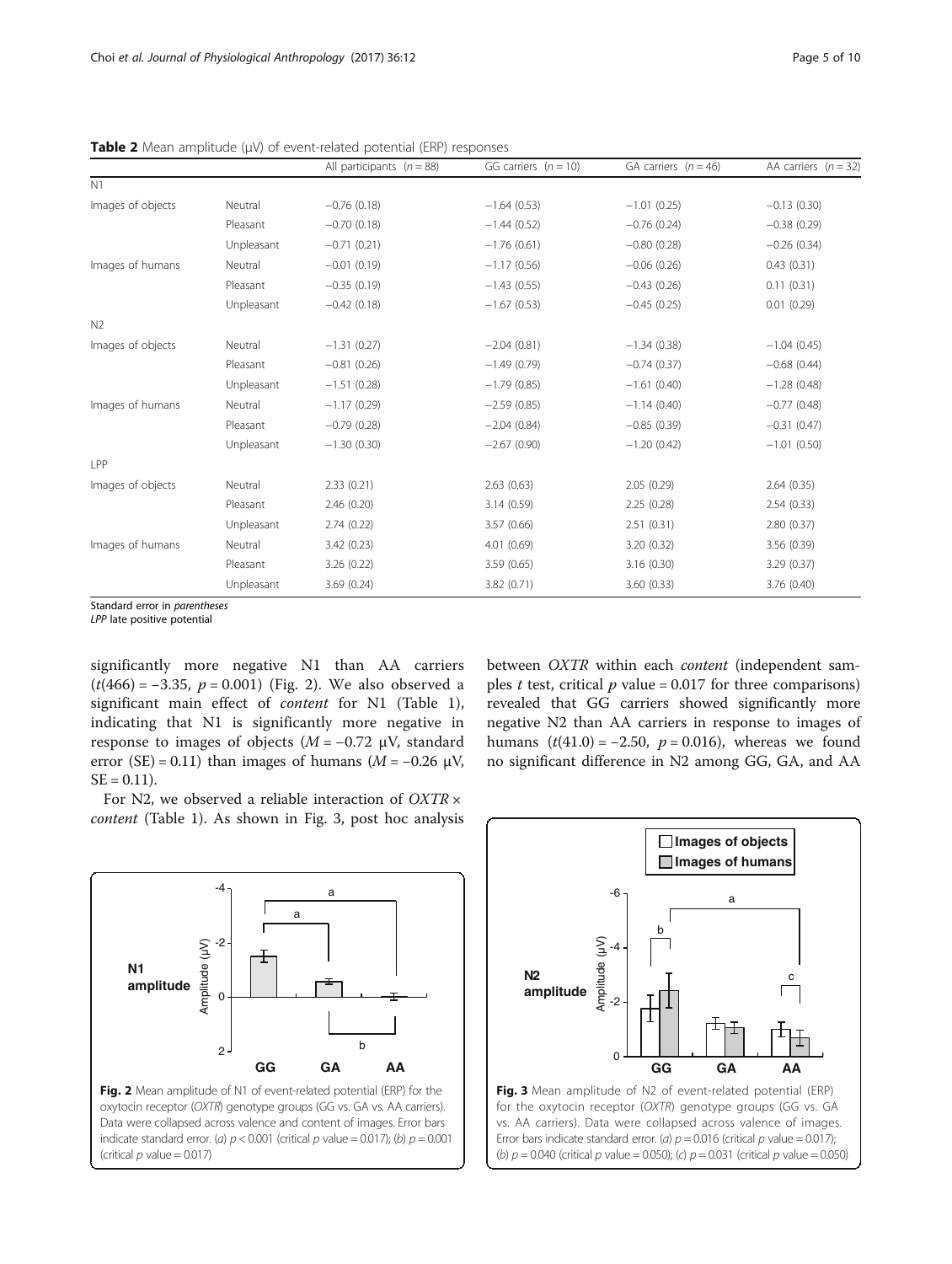**Table 2** Mean amplitude (μV) of event-related potential (ERP) responses

| | | All participants ($n = 88$) | GG carriers ($n = 10$) | GA carriers ($n = 46$) | AA carriers ($n = 32$) |
|---|---|---|---|---|---|
| N1 | | | | | |
| Images of objects | Neutral | −0.76 (0.18) | −1.64 (0.53) | −1.01 (0.25) | −0.13 (0.30) |
| | Pleasant | −0.70 (0.18) | −1.44 (0.52) | −0.76 (0.24) | −0.38 (0.29) |
| | Unpleasant | −0.71 (0.21) | −1.76 (0.61) | −0.80 (0.28) | −0.26 (0.34) |
| Images of humans | Neutral | −0.01 (0.19) | −1.17 (0.56) | −0.06 (0.26) | 0.43 (0.31) |
| | Pleasant | −0.35 (0.19) | −1.43 (0.55) | −0.43 (0.26) | 0.11 (0.31) |
| | Unpleasant | −0.42 (0.18) | −1.67 (0.53) | −0.45 (0.25) | 0.01 (0.29) |
| N2 | | | | | |
| Images of objects | Neutral | −1.31 (0.27) | −2.04 (0.81) | −1.34 (0.38) | −1.04 (0.45) |
| | Pleasant | −0.81 (0.26) | −1.49 (0.79) | −0.74 (0.37) | −0.68 (0.44) |
| | Unpleasant | −1.51 (0.28) | −1.79 (0.85) | −1.61 (0.40) | −1.28 (0.48) |
| Images of humans | Neutral | −1.17 (0.29) | −2.59 (0.85) | −1.14 (0.40) | −0.77 (0.48) |
| | Pleasant | −0.79 (0.28) | −2.04 (0.84) | −0.85 (0.39) | −0.31 (0.47) |
| | Unpleasant | −1.30 (0.30) | −2.67 (0.90) | −1.20 (0.42) | −1.01 (0.50) |
| LPP | | | | | |
| Images of objects | Neutral | 2.33 (0.21) | 2.63 (0.63) | 2.05 (0.29) | 2.64 (0.35) |
| | Pleasant | 2.46 (0.20) | 3.14 (0.59) | 2.25 (0.28) | 2.54 (0.33) |
| | Unpleasant | 2.74 (0.22) | 3.57 (0.66) | 2.51 (0.31) | 2.80 (0.37) |
| Images of humans | Neutral | 3.42 (0.23) | 4.01 (0.69) | 3.20 (0.32) | 3.56 (0.39) |
| | Pleasant | 3.26 (0.22) | 3.59 (0.65) | 3.16 (0.30) | 3.29 (0.37) |
| | Unpleasant | 3.69 (0.24) | 3.82 (0.71) | 3.60 (0.33) | 3.76 (0.40) |

Standard error in *parentheses*
*LPP* late positive potential

significantly more negative N1 than AA carriers ($t(466) = -3.35$, $p = 0.001$) (Fig. 2). We also observed a significant main effect of *content* for N1 (Table 1), indicating that N1 is significantly more negative in response to images of objects ($M = -0.72$ μV, standard error (SE) = 0.11) than images of humans ($M = -0.26$ μV, SE = 0.11).

For N2, we observed a reliable interaction of *OXTR* × *content* (Table 1). As shown in Fig. 3, post hoc analysis between *OXTR* within each *content* (independent samples *t* test, critical *p* value = 0.017 for three comparisons) revealed that GG carriers showed significantly more negative N2 than AA carriers in response to images of humans ($t(41.0) = -2.50$, $p = 0.016$), whereas we found no significant difference in N2 among GG, GA, and AA

**Fig. 2** Mean amplitude of N1 of event-related potential (ERP) for the oxytocin receptor (*OXTR*) genotype groups (GG vs. GA vs. AA carriers). Data were collapsed across valence and content of images. Error bars indicate standard error. (*a*) $p < 0.001$ (critical *p* value = 0.017); (*b*) $p = 0.001$ (critical *p* value = 0.017)

**Fig. 3** Mean amplitude of N2 of event-related potential (ERP) for the oxytocin receptor (*OXTR*) genotype groups (GG vs. GA vs. AA carriers). Data were collapsed across valence of images. Error bars indicate standard error. (*a*) $p = 0.016$ (critical *p* value = 0.017); (*b*) $p = 0.040$ (critical *p* value = 0.050); (*c*) $p = 0.031$ (critical *p* value = 0.050)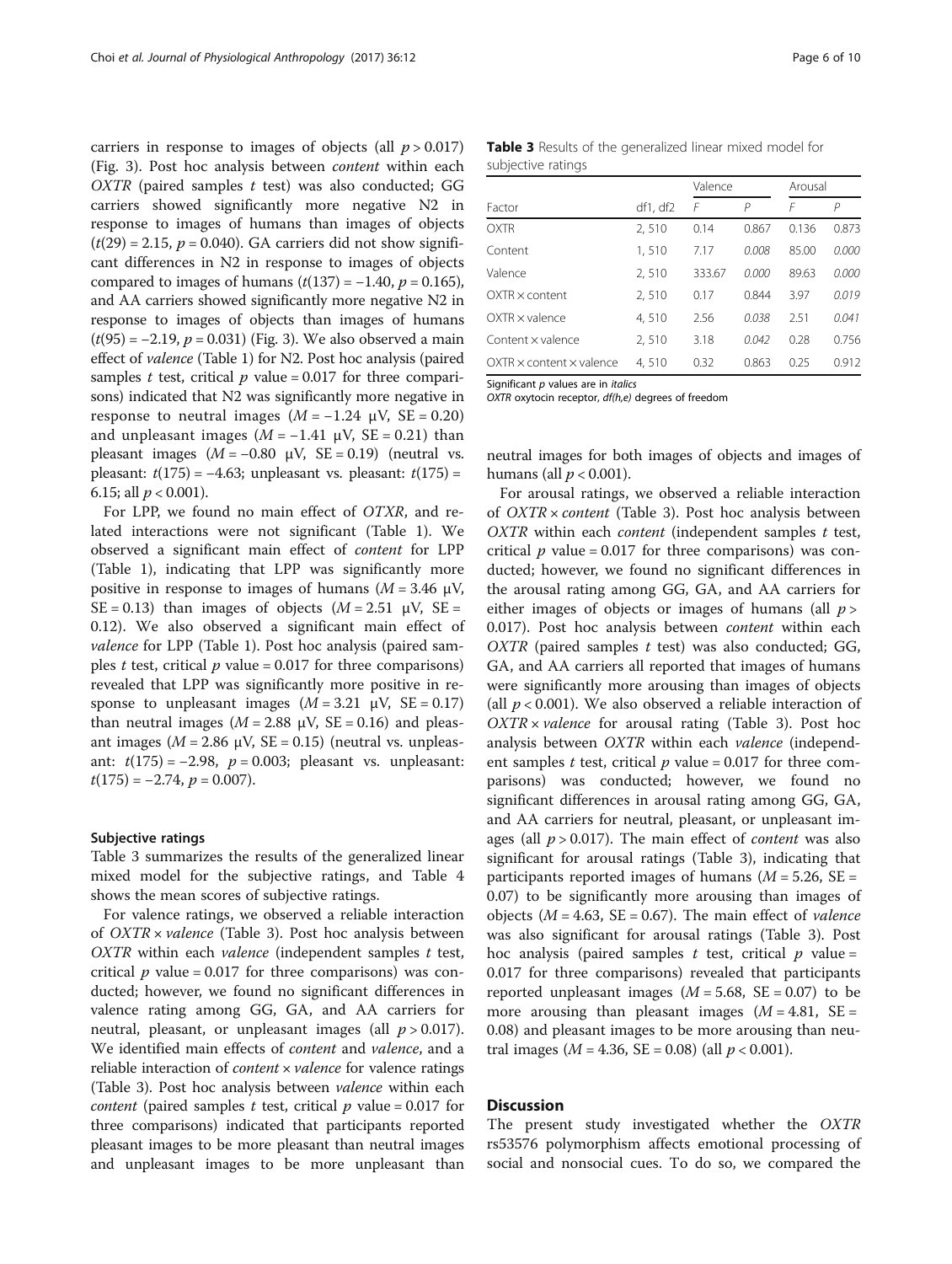carriers in response to images of objects (all $p > 0.017$) (Fig. 3). Post hoc analysis between *content* within each *OXTR* (paired samples $t$ test) was also conducted; GG carriers showed significantly more negative N2 in response to images of humans than images of objects ($t(29) = 2.15$, $p = 0.040$). GA carriers did not show significant differences in N2 in response to images of objects compared to images of humans ($t(137) = -1.40$, $p = 0.165$), and AA carriers showed significantly more negative N2 in response to images of objects than images of humans ($t(95) = -2.19$, $p = 0.031$) (Fig. 3). We also observed a main effect of *valence* (Table 1) for N2. Post hoc analysis (paired samples $t$ test, critical $p$ value = 0.017 for three comparisons) indicated that N2 was significantly more negative in response to neutral images ($M = -1.24$ μV, SE = 0.20) and unpleasant images ($M = -1.41$ μV, SE = 0.21) than pleasant images ($M = -0.80$ μV, SE = 0.19) (neutral vs. pleasant: $t(175) = -4.63$; unpleasant vs. pleasant: $t(175) = 6.15$; all $p < 0.001$).

For LPP, we found no main effect of *OTXR*, and related interactions were not significant (Table 1). We observed a significant main effect of *content* for LPP (Table 1), indicating that LPP was significantly more positive in response to images of humans ($M = 3.46$ μV, SE = 0.13) than images of objects ($M = 2.51$ μV, SE = 0.12). We also observed a significant main effect of *valence* for LPP (Table 1). Post hoc analysis (paired samples $t$ test, critical $p$ value = 0.017 for three comparisons) revealed that LPP was significantly more positive in response to unpleasant images ($M = 3.21$ μV, SE = 0.17) than neutral images ($M = 2.88$ μV, SE = 0.16) and pleasant images ($M = 2.86$ μV, SE = 0.15) (neutral vs. unpleasant: $t(175) = -2.98$, $p = 0.003$; pleasant vs. unpleasant: $t(175) = -2.74$, $p = 0.007$).

#### Subjective ratings

Table 3 summarizes the results of the generalized linear mixed model for the subjective ratings, and Table 4 shows the mean scores of subjective ratings.

For valence ratings, we observed a reliable interaction of *OXTR* × *valence* (Table 3). Post hoc analysis between *OXTR* within each *valence* (independent samples $t$ test, critical $p$ value = 0.017 for three comparisons) was conducted; however, we found no significant differences in valence rating among GG, GA, and AA carriers for neutral, pleasant, or unpleasant images (all $p > 0.017$). We identified main effects of *content* and *valence*, and a reliable interaction of *content* × *valence* for valence ratings (Table 3). Post hoc analysis between *valence* within each *content* (paired samples $t$ test, critical $p$ value = 0.017 for three comparisons) indicated that participants reported pleasant images to be more pleasant than neutral images and unpleasant images to be more unpleasant than neutral images for both images of objects and images of humans (all $p < 0.001$).

**Table 3** Results of the generalized linear mixed model for subjective ratings

| Factor | df1, df2 | Valence | | Arousal | |
|---|---|---|---|---|---|
| | | *F* | *P* | *F* | *P* |
| OXTR | 2, 510 | 0.14 | 0.867 | 0.136 | 0.873 |
| Content | 1, 510 | 7.17 | *0.008* | 85.00 | *0.000* |
| Valence | 2, 510 | 333.67 | *0.000* | 89.63 | *0.000* |
| OXTR × content | 2, 510 | 0.17 | 0.844 | 3.97 | *0.019* |
| OXTR × valence | 4, 510 | 2.56 | *0.038* | 2.51 | *0.041* |
| Content × valence | 2, 510 | 3.18 | *0.042* | 0.28 | 0.756 |
| OXTR × content × valence | 4, 510 | 0.32 | 0.863 | 0.25 | 0.912 |

Significant *p* values are in *italics*

*OXTR* oxytocin receptor, *df(h,e)* degrees of freedom

For arousal ratings, we observed a reliable interaction of *OXTR* × *content* (Table 3). Post hoc analysis between *OXTR* within each *content* (independent samples $t$ test, critical $p$ value = 0.017 for three comparisons) was conducted; however, we found no significant differences in the arousal rating among GG, GA, and AA carriers for either images of objects or images of humans (all $p > 0.017$). Post hoc analysis between *content* within each *OXTR* (paired samples $t$ test) was also conducted; GG, GA, and AA carriers all reported that images of humans were significantly more arousing than images of objects (all $p < 0.001$). We also observed a reliable interaction of *OXTR* × *valence* for arousal rating (Table 3). Post hoc analysis between *OXTR* within each *valence* (independent samples $t$ test, critical $p$ value = 0.017 for three comparisons) was conducted; however, we found no significant differences in arousal rating among GG, GA, and AA carriers for neutral, pleasant, or unpleasant images (all $p > 0.017$). The main effect of *content* was also significant for arousal ratings (Table 3), indicating that participants reported images of humans ($M = 5.26$, SE = 0.07) to be significantly more arousing than images of objects ($M = 4.63$, SE = 0.67). The main effect of *valence* was also significant for arousal ratings (Table 3). Post hoc analysis (paired samples $t$ test, critical $p$ value = 0.017 for three comparisons) revealed that participants reported unpleasant images ($M = 5.68$, SE = 0.07) to be more arousing than pleasant images ($M = 4.81$, SE = 0.08) and pleasant images to be more arousing than neutral images ($M = 4.36$, SE = 0.08) (all $p < 0.001$).

## Discussion

The present study investigated whether the *OXTR* rs53576 polymorphism affects emotional processing of social and nonsocial cues. To do so, we compared the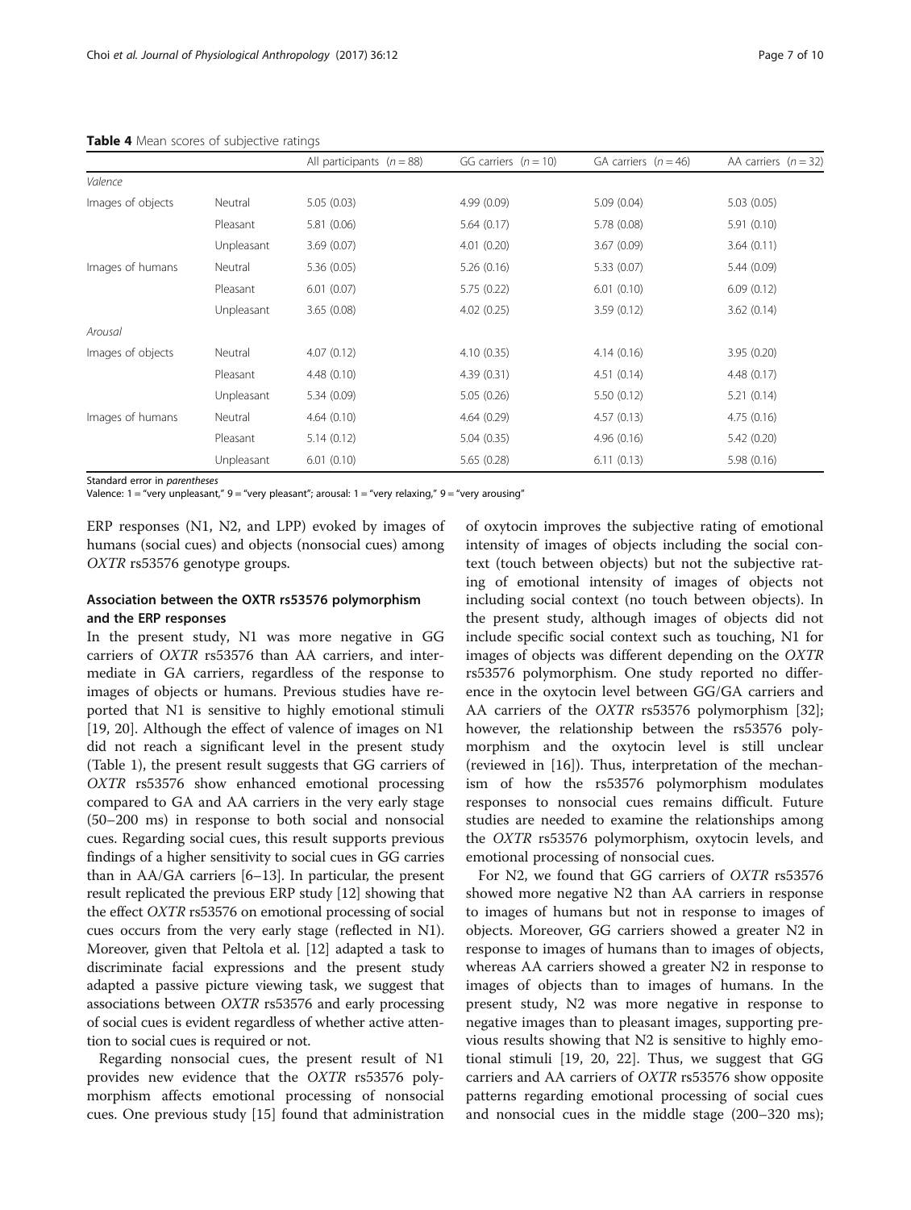**Table 4** Mean scores of subjective ratings

| | | All participants ($n = 88$) | GG carriers ($n = 10$) | GA carriers ($n = 46$) | AA carriers ($n = 32$) |
|---|---|---|---|---|---|
| *Valence* | | | | | |
| Images of objects | Neutral | 5.05 (0.03) | 4.99 (0.09) | 5.09 (0.04) | 5.03 (0.05) |
| | Pleasant | 5.81 (0.06) | 5.64 (0.17) | 5.78 (0.08) | 5.91 (0.10) |
| | Unpleasant | 3.69 (0.07) | 4.01 (0.20) | 3.67 (0.09) | 3.64 (0.11) |
| Images of humans | Neutral | 5.36 (0.05) | 5.26 (0.16) | 5.33 (0.07) | 5.44 (0.09) |
| | Pleasant | 6.01 (0.07) | 5.75 (0.22) | 6.01 (0.10) | 6.09 (0.12) |
| | Unpleasant | 3.65 (0.08) | 4.02 (0.25) | 3.59 (0.12) | 3.62 (0.14) |
| *Arousal* | | | | | |
| Images of objects | Neutral | 4.07 (0.12) | 4.10 (0.35) | 4.14 (0.16) | 3.95 (0.20) |
| | Pleasant | 4.48 (0.10) | 4.39 (0.31) | 4.51 (0.14) | 4.48 (0.17) |
| | Unpleasant | 5.34 (0.09) | 5.05 (0.26) | 5.50 (0.12) | 5.21 (0.14) |
| Images of humans | Neutral | 4.64 (0.10) | 4.64 (0.29) | 4.57 (0.13) | 4.75 (0.16) |
| | Pleasant | 5.14 (0.12) | 5.04 (0.35) | 4.96 (0.16) | 5.42 (0.20) |
| | Unpleasant | 6.01 (0.10) | 5.65 (0.28) | 6.11 (0.13) | 5.98 (0.16) |

Standard error in *parentheses*

Valence: 1 = "very unpleasant," 9 = "very pleasant"; arousal: 1 = "very relaxing," 9 = "very arousing"

ERP responses (N1, N2, and LPP) evoked by images of humans (social cues) and objects (nonsocial cues) among *OXTR* rs53576 genotype groups.

### Association between the OXTR rs53576 polymorphism and the ERP responses

In the present study, N1 was more negative in GG carriers of *OXTR* rs53576 than AA carriers, and intermediate in GA carriers, regardless of the response to images of objects or humans. Previous studies have reported that N1 is sensitive to highly emotional stimuli [19, 20]. Although the effect of valence of images on N1 did not reach a significant level in the present study (Table 1), the present result suggests that GG carriers of *OXTR* rs53576 show enhanced emotional processing compared to GA and AA carriers in the very early stage (50–200 ms) in response to both social and nonsocial cues. Regarding social cues, this result supports previous findings of a higher sensitivity to social cues in GG carries than in AA/GA carriers [6–13]. In particular, the present result replicated the previous ERP study [12] showing that the effect *OXTR* rs53576 on emotional processing of social cues occurs from the very early stage (reflected in N1). Moreover, given that Peltola et al. [12] adapted a task to discriminate facial expressions and the present study adapted a passive picture viewing task, we suggest that associations between *OXTR* rs53576 and early processing of social cues is evident regardless of whether active attention to social cues is required or not.

Regarding nonsocial cues, the present result of N1 provides new evidence that the *OXTR* rs53576 polymorphism affects emotional processing of nonsocial cues. One previous study [15] found that administration of oxytocin improves the subjective rating of emotional intensity of images of objects including the social context (touch between objects) but not the subjective rating of emotional intensity of images of objects not including social context (no touch between objects). In the present study, although images of objects did not include specific social context such as touching, N1 for images of objects was different depending on the *OXTR* rs53576 polymorphism. One study reported no difference in the oxytocin level between GG/GA carriers and AA carriers of the *OXTR* rs53576 polymorphism [32]; however, the relationship between the rs53576 polymorphism and the oxytocin level is still unclear (reviewed in [16]). Thus, interpretation of the mechanism of how the rs53576 polymorphism modulates responses to nonsocial cues remains difficult. Future studies are needed to examine the relationships among the *OXTR* rs53576 polymorphism, oxytocin levels, and emotional processing of nonsocial cues.

For N2, we found that GG carriers of *OXTR* rs53576 showed more negative N2 than AA carriers in response to images of humans but not in response to images of objects. Moreover, GG carriers showed a greater N2 in response to images of humans than to images of objects, whereas AA carriers showed a greater N2 in response to images of objects than to images of humans. In the present study, N2 was more negative in response to negative images than to pleasant images, supporting previous results showing that N2 is sensitive to highly emotional stimuli [19, 20, 22]. Thus, we suggest that GG carriers and AA carriers of *OXTR* rs53576 show opposite patterns regarding emotional processing of social cues and nonsocial cues in the middle stage (200–320 ms);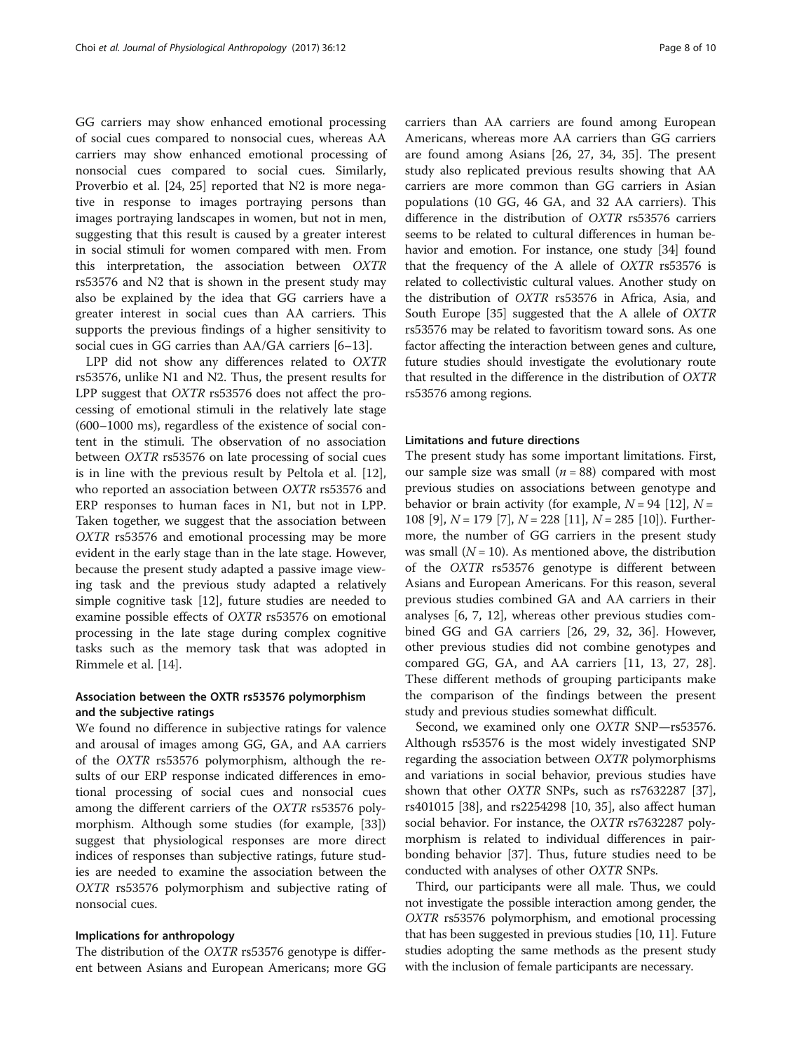GG carriers may show enhanced emotional processing of social cues compared to nonsocial cues, whereas AA carriers may show enhanced emotional processing of nonsocial cues compared to social cues. Similarly, Proverbio et al. [24, 25] reported that N2 is more negative in response to images portraying persons than images portraying landscapes in women, but not in men, suggesting that this result is caused by a greater interest in social stimuli for women compared with men. From this interpretation, the association between *OXTR* rs53576 and N2 that is shown in the present study may also be explained by the idea that GG carriers have a greater interest in social cues than AA carriers. This supports the previous findings of a higher sensitivity to social cues in GG carries than AA/GA carriers [6–13].

LPP did not show any differences related to *OXTR* rs53576, unlike N1 and N2. Thus, the present results for LPP suggest that *OXTR* rs53576 does not affect the processing of emotional stimuli in the relatively late stage (600–1000 ms), regardless of the existence of social content in the stimuli. The observation of no association between *OXTR* rs53576 on late processing of social cues is in line with the previous result by Peltola et al. [12], who reported an association between *OXTR* rs53576 and ERP responses to human faces in N1, but not in LPP. Taken together, we suggest that the association between *OXTR* rs53576 and emotional processing may be more evident in the early stage than in the late stage. However, because the present study adapted a passive image viewing task and the previous study adapted a relatively simple cognitive task [12], future studies are needed to examine possible effects of *OXTR* rs53576 on emotional processing in the late stage during complex cognitive tasks such as the memory task that was adopted in Rimmele et al. [14].

### Association between the OXTR rs53576 polymorphism and the subjective ratings

We found no difference in subjective ratings for valence and arousal of images among GG, GA, and AA carriers of the *OXTR* rs53576 polymorphism, although the results of our ERP response indicated differences in emotional processing of social cues and nonsocial cues among the different carriers of the *OXTR* rs53576 polymorphism. Although some studies (for example, [33]) suggest that physiological responses are more direct indices of responses than subjective ratings, future studies are needed to examine the association between the *OXTR* rs53576 polymorphism and subjective rating of nonsocial cues.

### Implications for anthropology

The distribution of the *OXTR* rs53576 genotype is different between Asians and European Americans; more GG carriers than AA carriers are found among European Americans, whereas more AA carriers than GG carriers are found among Asians [26, 27, 34, 35]. The present study also replicated previous results showing that AA carriers are more common than GG carriers in Asian populations (10 GG, 46 GA, and 32 AA carriers). This difference in the distribution of *OXTR* rs53576 carriers seems to be related to cultural differences in human behavior and emotion. For instance, one study [34] found that the frequency of the A allele of *OXTR* rs53576 is related to collectivistic cultural values. Another study on the distribution of *OXTR* rs53576 in Africa, Asia, and South Europe [35] suggested that the A allele of *OXTR* rs53576 may be related to favoritism toward sons. As one factor affecting the interaction between genes and culture, future studies should investigate the evolutionary route that resulted in the difference in the distribution of *OXTR* rs53576 among regions.

### Limitations and future directions

The present study has some important limitations. First, our sample size was small ($n = 88$) compared with most previous studies on associations between genotype and behavior or brain activity (for example, $N = 94$ [12], $N = 108$ [9], $N = 179$ [7], $N = 228$ [11], $N = 285$ [10]). Furthermore, the number of GG carriers in the present study was small ($N = 10$). As mentioned above, the distribution of the *OXTR* rs53576 genotype is different between Asians and European Americans. For this reason, several previous studies combined GA and AA carriers in their analyses [6, 7, 12], whereas other previous studies combined GG and GA carriers [26, 29, 32, 36]. However, other previous studies did not combine genotypes and compared GG, GA, and AA carriers [11, 13, 27, 28]. These different methods of grouping participants make the comparison of the findings between the present study and previous studies somewhat difficult.

Second, we examined only one *OXTR* SNP—rs53576. Although rs53576 is the most widely investigated SNP regarding the association between *OXTR* polymorphisms and variations in social behavior, previous studies have shown that other *OXTR* SNPs, such as rs7632287 [37], rs401015 [38], and rs2254298 [10, 35], also affect human social behavior. For instance, the *OXTR* rs7632287 polymorphism is related to individual differences in pair-bonding behavior [37]. Thus, future studies need to be conducted with analyses of other *OXTR* SNPs.

Third, our participants were all male. Thus, we could not investigate the possible interaction among gender, the *OXTR* rs53576 polymorphism, and emotional processing that has been suggested in previous studies [10, 11]. Future studies adopting the same methods as the present study with the inclusion of female participants are necessary.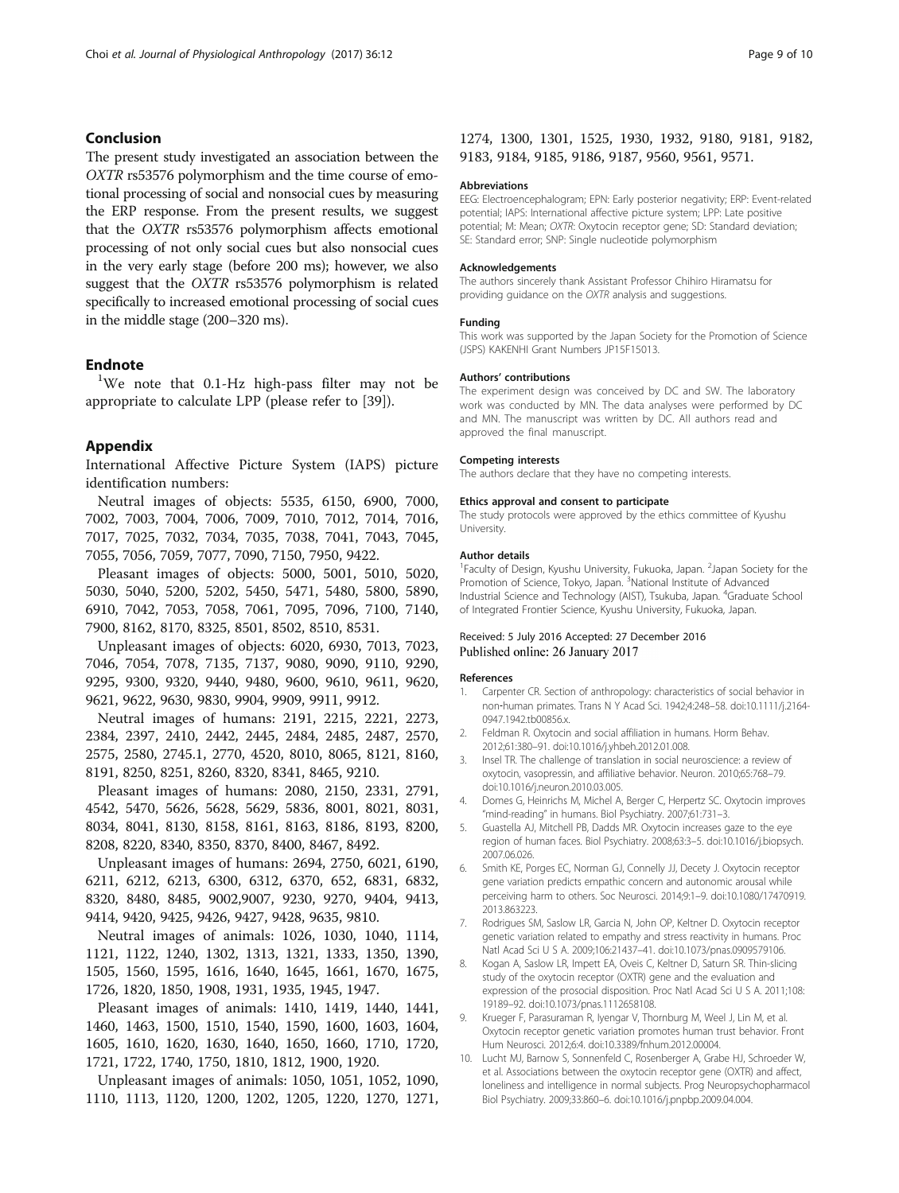## Conclusion

The present study investigated an association between the *OXTR* rs53576 polymorphism and the time course of emotional processing of social and nonsocial cues by measuring the ERP response. From the present results, we suggest that the *OXTR* rs53576 polymorphism affects emotional processing of not only social cues but also nonsocial cues in the very early stage (before 200 ms); however, we also suggest that the *OXTR* rs53576 polymorphism is related specifically to increased emotional processing of social cues in the middle stage (200–320 ms).

## Endnote

[1]We note that 0.1-Hz high-pass filter may not be appropriate to calculate LPP (please refer to [39]).

## Appendix

International Affective Picture System (IAPS) picture identification numbers:

Neutral images of objects: 5535, 6150, 6900, 7000, 7002, 7003, 7004, 7006, 7009, 7010, 7012, 7014, 7016, 7017, 7025, 7032, 7034, 7035, 7038, 7041, 7043, 7045, 7055, 7056, 7059, 7077, 7090, 7150, 7950, 9422.

Pleasant images of objects: 5000, 5001, 5010, 5020, 5030, 5040, 5200, 5202, 5450, 5471, 5480, 5800, 5890, 6910, 7042, 7053, 7058, 7061, 7095, 7096, 7100, 7140, 7900, 8162, 8170, 8325, 8501, 8502, 8510, 8531.

Unpleasant images of objects: 6020, 6930, 7013, 7023, 7046, 7054, 7078, 7135, 7137, 9080, 9090, 9110, 9290, 9295, 9300, 9320, 9440, 9480, 9600, 9610, 9611, 9620, 9621, 9622, 9630, 9830, 9904, 9909, 9911, 9912.

Neutral images of humans: 2191, 2215, 2221, 2273, 2384, 2397, 2410, 2442, 2445, 2484, 2485, 2487, 2570, 2575, 2580, 2745.1, 2770, 4520, 8010, 8065, 8121, 8160, 8191, 8250, 8251, 8260, 8320, 8341, 8465, 9210.

Pleasant images of humans: 2080, 2150, 2331, 2791, 4542, 5470, 5626, 5628, 5629, 5836, 8001, 8021, 8031, 8034, 8041, 8130, 8158, 8161, 8163, 8186, 8193, 8200, 8208, 8220, 8340, 8350, 8370, 8400, 8467, 8492.

Unpleasant images of humans: 2694, 2750, 6021, 6190, 6211, 6212, 6213, 6300, 6312, 6370, 652, 6831, 6832, 8320, 8480, 8485, 9002,9007, 9230, 9270, 9404, 9413, 9414, 9420, 9425, 9426, 9427, 9428, 9635, 9810.

Neutral images of animals: 1026, 1030, 1040, 1114, 1121, 1122, 1240, 1302, 1313, 1321, 1333, 1350, 1390, 1505, 1560, 1595, 1616, 1640, 1645, 1661, 1670, 1675, 1726, 1820, 1850, 1908, 1931, 1935, 1945, 1947.

Pleasant images of animals: 1410, 1419, 1440, 1441, 1460, 1463, 1500, 1510, 1540, 1590, 1600, 1603, 1604, 1605, 1610, 1620, 1630, 1640, 1650, 1660, 1710, 1720, 1721, 1722, 1740, 1750, 1810, 1812, 1900, 1920.

Unpleasant images of animals: 1050, 1051, 1052, 1090, 1110, 1113, 1120, 1200, 1202, 1205, 1220, 1270, 1271, 1274, 1300, 1301, 1525, 1930, 1932, 9180, 9181, 9182, 9183, 9184, 9185, 9186, 9187, 9560, 9561, 9571.

#### Abbreviations

EEG: Electroencephalogram; EPN: Early posterior negativity; ERP: Event-related potential; IAPS: International affective picture system; LPP: Late positive potential; M: Mean; OXTR: Oxytocin receptor gene; SD: Standard deviation; SE: Standard error; SNP: Single nucleotide polymorphism

#### Acknowledgements

The authors sincerely thank Assistant Professor Chihiro Hiramatsu for providing guidance on the *OXTR* analysis and suggestions.

#### Funding

This work was supported by the Japan Society for the Promotion of Science (JSPS) KAKENHI Grant Numbers JP15F15013.

#### Authors' contributions

The experiment design was conceived by DC and SW. The laboratory work was conducted by MN. The data analyses were performed by DC and MN. The manuscript was written by DC. All authors read and approved the final manuscript.

#### Competing interests

The authors declare that they have no competing interests.

#### Ethics approval and consent to participate

The study protocols were approved by the ethics committee of Kyushu University.

#### Author details

[1]Faculty of Design, Kyushu University, Fukuoka, Japan. [2]Japan Society for the Promotion of Science, Tokyo, Japan. [3]National Institute of Advanced Industrial Science and Technology (AIST), Tsukuba, Japan. [4]Graduate School of Integrated Frontier Science, Kyushu University, Fukuoka, Japan.

Received: 5 July 2016 Accepted: 27 December 2016
Published online: 26 January 2017

#### References

1. Carpenter CR. Section of anthropology: characteristics of social behavior in non-human primates. Trans N Y Acad Sci. 1942;4:248–58. doi:10.1111/j.2164-0947.1942.tb00856.x.
2. Feldman R. Oxytocin and social affiliation in humans. Horm Behav. 2012;61:380–91. doi:10.1016/j.yhbeh.2012.01.008.
3. Insel TR. The challenge of translation in social neuroscience: a review of oxytocin, vasopressin, and affiliative behavior. Neuron. 2010;65:768–79. doi:10.1016/j.neuron.2010.03.005.
4. Domes G, Heinrichs M, Michel A, Berger C, Herpertz SC. Oxytocin improves "mind-reading" in humans. Biol Psychiatry. 2007;61:731–3.
5. Guastella AJ, Mitchell PB, Dadds MR. Oxytocin increases gaze to the eye region of human faces. Biol Psychiatry. 2008;63:3–5. doi:10.1016/j.biopsych.2007.06.026.
6. Smith KE, Porges EC, Norman GJ, Connelly JJ, Decety J. Oxytocin receptor gene variation predicts empathic concern and autonomic arousal while perceiving harm to others. Soc Neurosci. 2014;9:1–9. doi:10.1080/17470919.2013.863223.
7. Rodrigues SM, Saslow LR, Garcia N, John OP, Keltner D. Oxytocin receptor genetic variation relates to empathy and stress reactivity in humans. Proc Natl Acad Sci U S A. 2009;106:21437–41. doi:10.1073/pnas.0909579106.
8. Kogan A, Saslow LR, Impett EA, Oveis C, Keltner D, Saturn SR. Thin-slicing study of the oxytocin receptor (OXTR) gene and the evaluation and expression of the prosocial disposition. Proc Natl Acad Sci U S A. 2011;108:19189–92. doi:10.1073/pnas.1112658108.
9. Krueger F, Parasuraman R, Iyengar V, Thornburg M, Weel J, Lin M, et al. Oxytocin receptor genetic variation promotes human trust behavior. Front Hum Neurosci. 2012;6:4. doi:10.3389/fnhum.2012.00004.
10. Lucht MJ, Barnow S, Sonnenfeld C, Rosenberger A, Grabe HJ, Schroeder W, et al. Associations between the oxytocin receptor gene (OXTR) and affect, loneliness and intelligence in normal subjects. Prog Neuropsychopharmacol Biol Psychiatry. 2009;33:860–6. doi:10.1016/j.pnpbp.2009.04.004.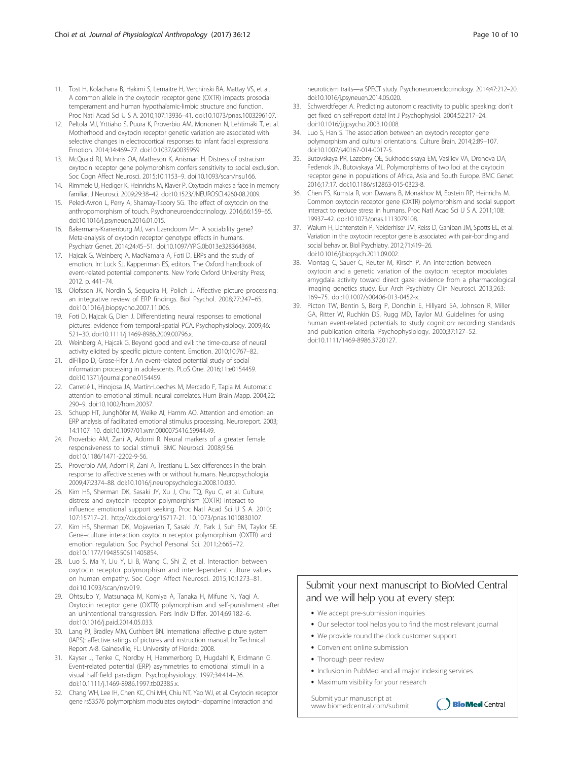11. Tost H, Kolachana B, Hakimi S, Lemaitre H, Verchinski BA, Mattay VS, et al. A common allele in the oxytocin receptor gene (OXTR) impacts prosocial temperament and human hypothalamic-limbic structure and function. Proc Natl Acad Sci U S A. 2010;107:13936–41. doi:10.1073/pnas.1003296107.
12. Peltola MJ, Yrttiaho S, Puura K, Proverbio AM, Mononen N, Lehtimäki T, et al. Motherhood and oxytocin receptor genetic variation are associated with selective changes in electrocortical responses to infant facial expressions. Emotion. 2014;14:469–77. doi:10.1037/a0035959.
13. McQuaid RJ, McInnis OA, Matheson K, Anisman H. Distress of ostracism: oxytocin receptor gene polymorphism confers sensitivity to social exclusion. Soc Cogn Affect Neurosci. 2015;10:1153–9. doi:10.1093/scan/nsu166.
14. Rimmele U, Hediger K, Heinrichs M, Klaver P. Oxytocin makes a face in memory familiar. J Neurosci. 2009;29:38–42. doi:10.1523/JNEUROSCI.4260-08.2009.
15. Peled-Avron L, Perry A, Shamay-Tsoory SG. The effect of oxytocin on the anthropomorphism of touch. Psychoneuroendocrinology. 2016;66:159–65. doi:10.1016/j.psyneuen.2016.01.015.
16. Bakermans-Kranenburg MJ, van IJzendoorn MH. A sociability gene? Meta-analysis of oxytocin receptor genotype effects in humans. Psychiatr Genet. 2014;24:45–51. doi:10.1097/YPG.0b013e3283643684.
17. Hajcak G, Weinberg A, MacNamara A, Foti D. ERPs and the study of emotion. In: Luck SJ, Kappenman ES, editors. The Oxford handbook of event-related potential components. New York: Oxford University Press; 2012. p. 441–74.
18. Olofsson JK, Nordin S, Sequeira H, Polich J. Affective picture processing: an integrative review of ERP findings. Biol Psychol. 2008;77:247–65. doi:10.1016/j.biopsycho.2007.11.006.
19. Foti D, Hajcak G, Dien J. Differentiating neural responses to emotional pictures: evidence from temporal-spatial PCA. Psychophysiology. 2009;46: 521–30. doi:10.1111/j.1469-8986.2009.00796.x.
20. Weinberg A, Hajcak G. Beyond good and evil: the time-course of neural activity elicited by specific picture content. Emotion. 2010;10:767–82.
21. diFilipo D, Grose-Fifer J. An event-related potential study of social information processing in adolescents. PLoS One. 2016;11:e0154459. doi:10.1371/journal.pone.0154459.
22. Carretié L, Hinojosa JA, Martín-Loeches M, Mercado F, Tapia M. Automatic attention to emotional stimuli: neural correlates. Hum Brain Mapp. 2004;22: 290–9. doi:10.1002/hbm.20037.
23. Schupp HT, Junghöfer M, Weike AI, Hamm AO. Attention and emotion: an ERP analysis of facilitated emotional stimulus processing. Neuroreport. 2003; 14:1107–10. doi:10.1097/01.wnr.0000075416.59944.49.
24. Proverbio AM, Zani A, Adorni R. Neural markers of a greater female responsiveness to social stimuli. BMC Neurosci. 2008;9:56. doi:10.1186/1471-2202-9-56.
25. Proverbio AM, Adorni R, Zani A, Trestianu L. Sex differences in the brain response to affective scenes with or without humans. Neuropsychologia. 2009;47:2374–88. doi:10.1016/j.neuropsychologia.2008.10.030.
26. Kim HS, Sherman DK, Sasaki JY, Xu J, Chu TQ, Ryu C, et al. Culture, distress and oxytocin receptor polymorphism (OXTR) interact to influence emotional support seeking. Proc Natl Acad Sci U S A. 2010; 107:15717–21. http://dx.doi.org/15717-21. 10.1073/pnas.1010830107.
27. Kim HS, Sherman DK, Mojaverian T, Sasaki JY, Park J, Suh EM, Taylor SE. Gene–culture interaction oxytocin receptor polymorphism (OXTR) and emotion regulation. Soc Psychol Personal Sci. 2011;2:665–72. doi:10.1177/1948550611405854.
28. Luo S, Ma Y, Liu Y, Li B, Wang C, Shi Z, et al. Interaction between oxytocin receptor polymorphism and interdependent culture values on human empathy. Soc Cogn Affect Neurosci. 2015;10:1273–81. doi:10.1093/scan/nsv019.
29. Ohtsubo Y, Matsunaga M, Komiya A, Tanaka H, Mifune N, Yagi A. Oxytocin receptor gene (OXTR) polymorphism and self-punishment after an unintentional transgression. Pers Indiv Differ. 2014;69:182–6. doi:10.1016/j.paid.2014.05.033.
30. Lang PJ, Bradley MM, Cuthbert BN. International affective picture system (IAPS): affective ratings of pictures and instruction manual. In: Technical Report A-8. Gainesville, FL: University of Florida; 2008.
31. Kayser J, Tenke C, Nordby H, Hammerborg D, Hugdahl K, Erdmann G. Event-related potential (ERP) asymmetries to emotional stimuli in a visual half-field paradigm. Psychophysiology. 1997;34:414–26. doi:10.1111/j.1469-8986.1997.tb02385.x.
32. Chang WH, Lee IH, Chen KC, Chi MH, Chiu NT, Yao WJ, et al. Oxytocin receptor gene rs53576 polymorphism modulates oxytocin–dopamine interaction and neuroticism traits—a SPECT study. Psychoneuroendocrinology. 2014;47:212–20. doi:10.1016/j.psyneuen.2014.05.020.
33. Schwerdtfeger A. Predicting autonomic reactivity to public speaking: don't get fixed on self-report data! Int J Psychophysiol. 2004;52:217–24. doi:10.1016/j.ijpsycho.2003.10.008.
34. Luo S, Han S. The association between an oxytocin receptor gene polymorphism and cultural orientations. Culture Brain. 2014;2:89–107. doi:10.1007/s40167-014-0017-5.
35. Butovskaya PR, Lazebny OE, Sukhodolskaya EM, Vasiliev VA, Dronova DA, Fedenok JN, Butovskaya ML. Polymorphisms of two loci at the oxytocin receptor gene in populations of Africa, Asia and South Europe. BMC Genet. 2016;17:17. doi:10.1186/s12863-015-0323-8.
36. Chen FS, Kumsta R, von Dawans B, Monakhov M, Ebstein RP, Heinrichs M. Common oxytocin receptor gene (OXTR) polymorphism and social support interact to reduce stress in humans. Proc Natl Acad Sci U S A. 2011;108: 19937–42. doi:10.1073/pnas.1113079108.
37. Walum H, Lichtenstein P, Neiderhiser JM, Reiss D, Ganiban JM, Spotts EL, et al. Variation in the oxytocin receptor gene is associated with pair-bonding and social behavior. Biol Psychiatry. 2012;71:419–26. doi:10.1016/j.biopsych.2011.09.002.
38. Montag C, Sauer C, Reuter M, Kirsch P. An interaction between oxytocin and a genetic variation of the oxytocin receptor modulates amygdala activity toward direct gaze: evidence from a pharmacological imaging genetics study. Eur Arch Psychiatry Clin Neurosci. 2013;263: 169–75. doi:10.1007/s00406-013-0452-x.
39. Picton TW, Bentin S, Berg P, Donchin E, Hillyard SA, Johnson R, Miller GA, Ritter W, Ruchkin DS, Rugg MD, Taylor MJ. Guidelines for using human event-related potentials to study cognition: recording standards and publication criteria. Psychophysiology. 2000;37:127–52. doi:10.1111/1469-8986.3720127.

Submit your next manuscript to BioMed Central and we will help you at every step:

- We accept pre-submission inquiries
- Our selector tool helps you to find the most relevant journal
- We provide round the clock customer support
- Convenient online submission
- Thorough peer review
- Inclusion in PubMed and all major indexing services
- Maximum visibility for your research

Submit your manuscript at
www.biomedcentral.com/submit

BioMed Central